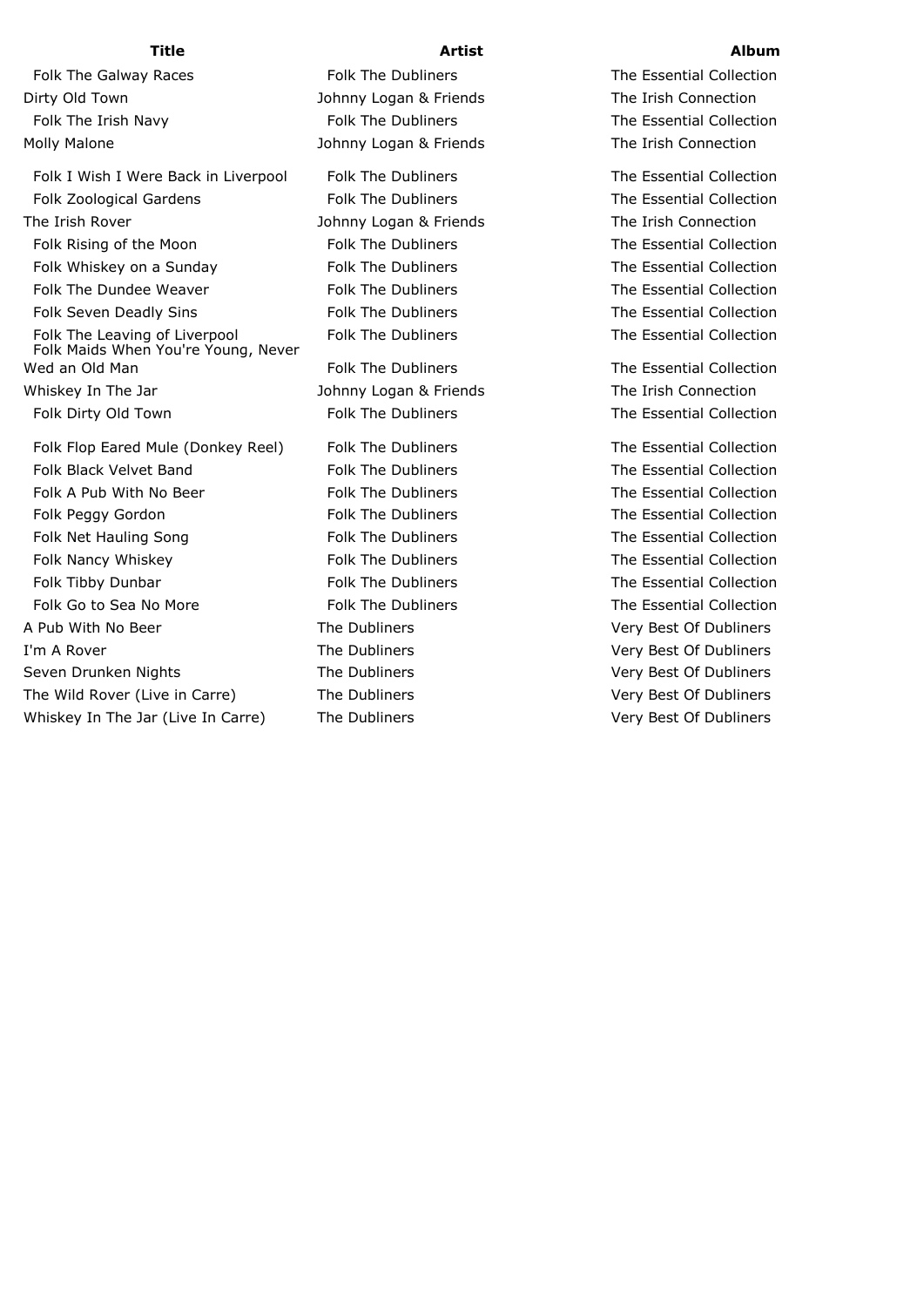| Title | Artist | Album |
| --- | --- | --- |
| Folk The Galway Races | Folk The Dubliners | The Essential Collection |
| Dirty Old Town | Johnny Logan & Friends | The Irish Connection |
| Folk The Irish Navy | Folk The Dubliners | The Essential Collection |
| Molly Malone | Johnny Logan & Friends | The Irish Connection |
| Folk I Wish I Were Back in Liverpool | Folk The Dubliners | The Essential Collection |
| Folk Zoological Gardens | Folk The Dubliners | The Essential Collection |
| The Irish Rover | Johnny Logan & Friends | The Irish Connection |
| Folk Rising of the Moon | Folk The Dubliners | The Essential Collection |
| Folk Whiskey on a Sunday | Folk The Dubliners | The Essential Collection |
| Folk The Dundee Weaver | Folk The Dubliners | The Essential Collection |
| Folk Seven Deadly Sins | Folk The Dubliners | The Essential Collection |
| Folk The Leaving of Liverpool | Folk The Dubliners | The Essential Collection |
| Folk Maids When You're Young, Never Wed an Old Man | Folk The Dubliners | The Essential Collection |
| Whiskey In The Jar | Johnny Logan & Friends | The Irish Connection |
| Folk Dirty Old Town | Folk The Dubliners | The Essential Collection |
| Folk Flop Eared Mule (Donkey Reel) | Folk The Dubliners | The Essential Collection |
| Folk Black Velvet Band | Folk The Dubliners | The Essential Collection |
| Folk A Pub With No Beer | Folk The Dubliners | The Essential Collection |
| Folk Peggy Gordon | Folk The Dubliners | The Essential Collection |
| Folk Net Hauling Song | Folk The Dubliners | The Essential Collection |
| Folk Nancy Whiskey | Folk The Dubliners | The Essential Collection |
| Folk Tibby Dunbar | Folk The Dubliners | The Essential Collection |
| Folk Go to Sea No More | Folk The Dubliners | The Essential Collection |
| A Pub With No Beer | The Dubliners | Very Best Of Dubliners |
| I'm A Rover | The Dubliners | Very Best Of Dubliners |
| Seven Drunken Nights | The Dubliners | Very Best Of Dubliners |
| The Wild Rover (Live in Carre) | The Dubliners | Very Best Of Dubliners |
| Whiskey In The Jar (Live In Carre) | The Dubliners | Very Best Of Dubliners |